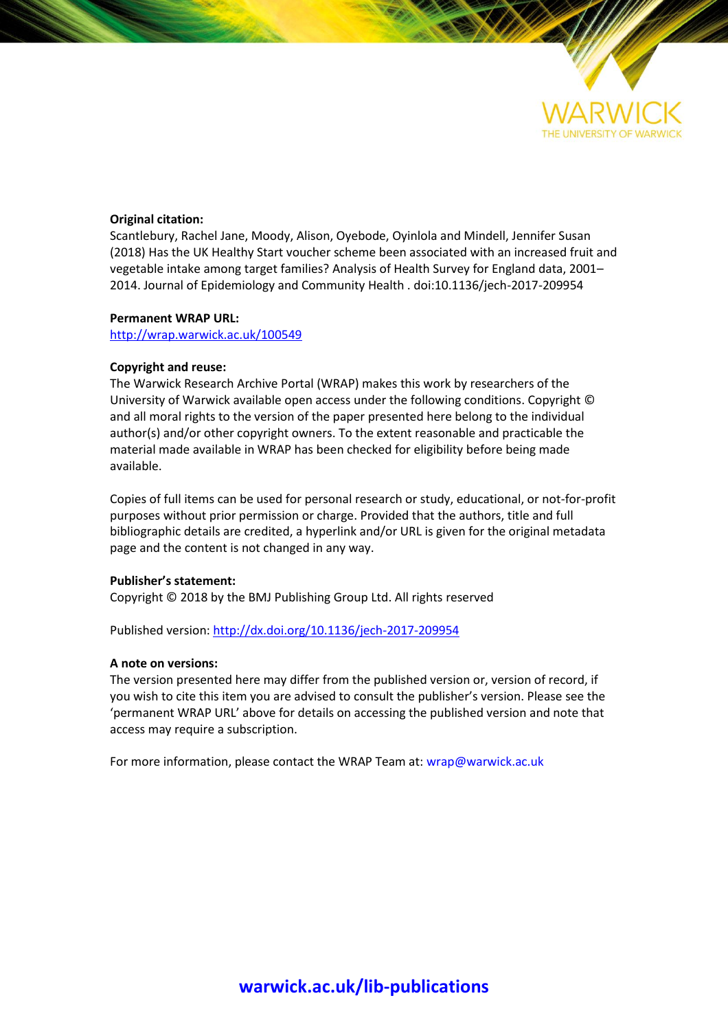WARWICK
THE UNIVERSITY OF WARWICK

**Original citation:**
Scantlebury, Rachel Jane, Moody, Alison, Oyebode, Oyinlola and Mindell, Jennifer Susan (2018) Has the UK Healthy Start voucher scheme been associated with an increased fruit and vegetable intake among target families? Analysis of Health Survey for England data, 2001–2014. Journal of Epidemiology and Community Health . doi:10.1136/jech-2017-209954

**Permanent WRAP URL:**
http://wrap.warwick.ac.uk/100549

**Copyright and reuse:**
The Warwick Research Archive Portal (WRAP) makes this work by researchers of the University of Warwick available open access under the following conditions. Copyright © and all moral rights to the version of the paper presented here belong to the individual author(s) and/or other copyright owners. To the extent reasonable and practicable the material made available in WRAP has been checked for eligibility before being made available.

Copies of full items can be used for personal research or study, educational, or not-for-profit purposes without prior permission or charge. Provided that the authors, title and full bibliographic details are credited, a hyperlink and/or URL is given for the original metadata page and the content is not changed in any way.

**Publisher's statement:**
Copyright © 2018 by the BMJ Publishing Group Ltd. All rights reserved

Published version: http://dx.doi.org/10.1136/jech-2017-209954

**A note on versions:**
The version presented here may differ from the published version or, version of record, if you wish to cite this item you are advised to consult the publisher's version. Please see the 'permanent WRAP URL' above for details on accessing the published version and note that access may require a subscription.

For more information, please contact the WRAP Team at: wrap@warwick.ac.uk

**warwick.ac.uk/lib-publications**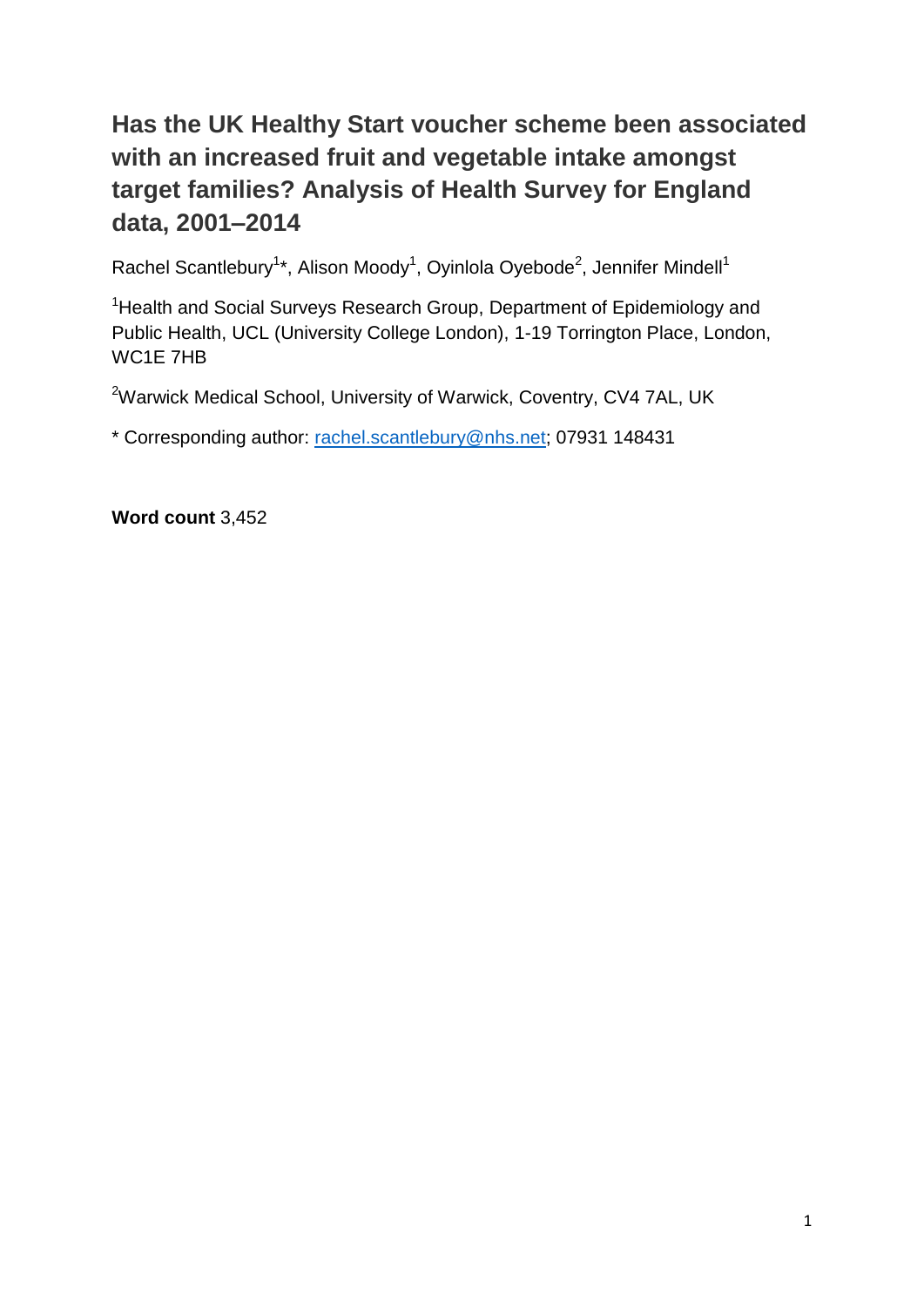# Has the UK Healthy Start voucher scheme been associated with an increased fruit and vegetable intake amongst target families? Analysis of Health Survey for England data, 2001–2014

Rachel Scantlebury[1]*, Alison Moody[1], Oyinlola Oyebode[2], Jennifer Mindell[1]

[1]Health and Social Surveys Research Group, Department of Epidemiology and Public Health, UCL (University College London), 1-19 Torrington Place, London, WC1E 7HB

[2]Warwick Medical School, University of Warwick, Coventry, CV4 7AL, UK

* Corresponding author: rachel.scantlebury@nhs.net; 07931 148431

**Word count** 3,452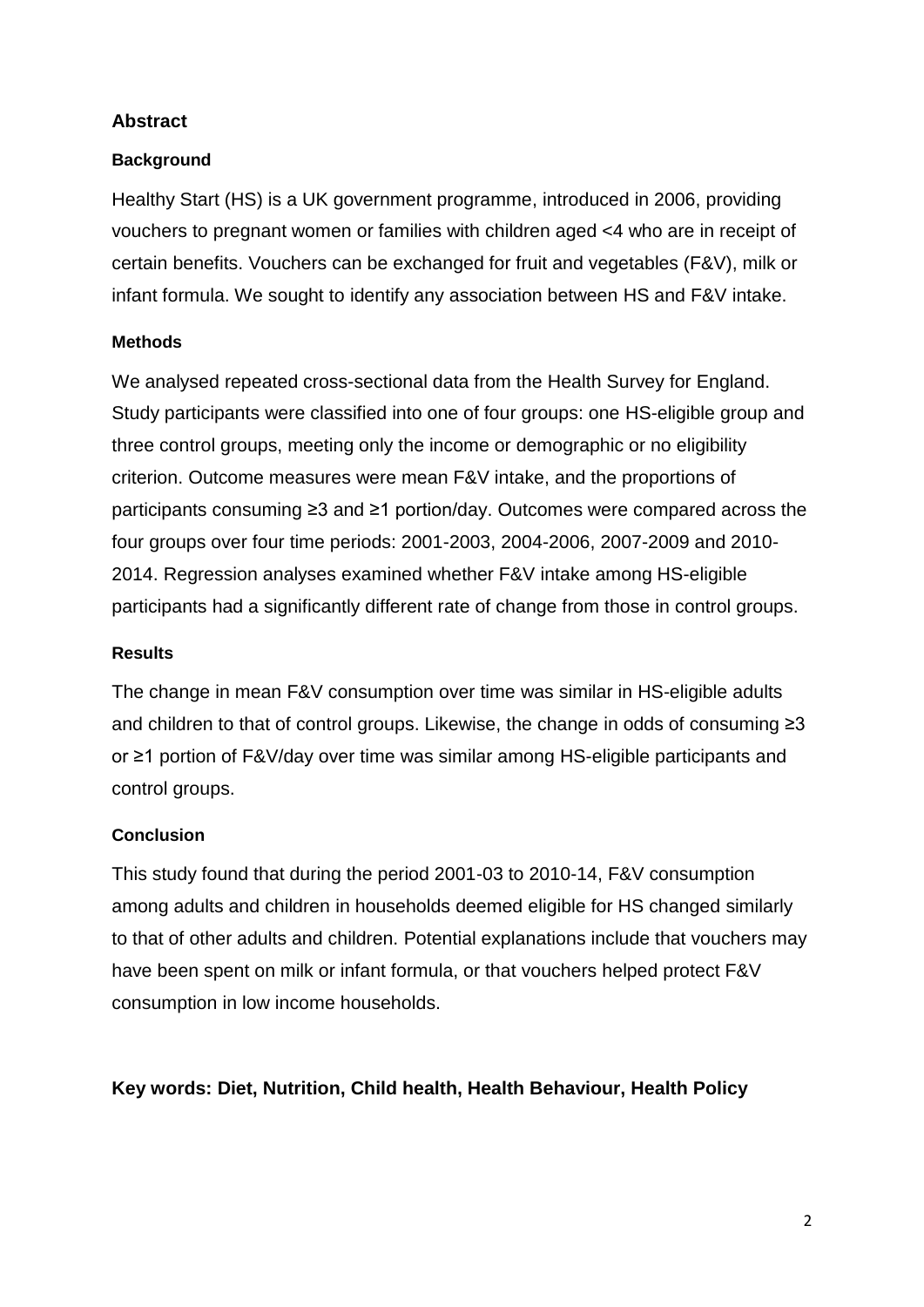## Abstract

### Background

Healthy Start (HS) is a UK government programme, introduced in 2006, providing vouchers to pregnant women or families with children aged <4 who are in receipt of certain benefits. Vouchers can be exchanged for fruit and vegetables (F&V), milk or infant formula. We sought to identify any association between HS and F&V intake.

### Methods

We analysed repeated cross-sectional data from the Health Survey for England. Study participants were classified into one of four groups: one HS-eligible group and three control groups, meeting only the income or demographic or no eligibility criterion. Outcome measures were mean F&V intake, and the proportions of participants consuming ≥3 and ≥1 portion/day. Outcomes were compared across the four groups over four time periods: 2001-2003, 2004-2006, 2007-2009 and 2010-2014. Regression analyses examined whether F&V intake among HS-eligible participants had a significantly different rate of change from those in control groups.

### Results

The change in mean F&V consumption over time was similar in HS-eligible adults and children to that of control groups. Likewise, the change in odds of consuming ≥3 or ≥1 portion of F&V/day over time was similar among HS-eligible participants and control groups.

### Conclusion

This study found that during the period 2001-03 to 2010-14, F&V consumption among adults and children in households deemed eligible for HS changed similarly to that of other adults and children. Potential explanations include that vouchers may have been spent on milk or infant formula, or that vouchers helped protect F&V consumption in low income households.

**Key words: Diet, Nutrition, Child health, Health Behaviour, Health Policy**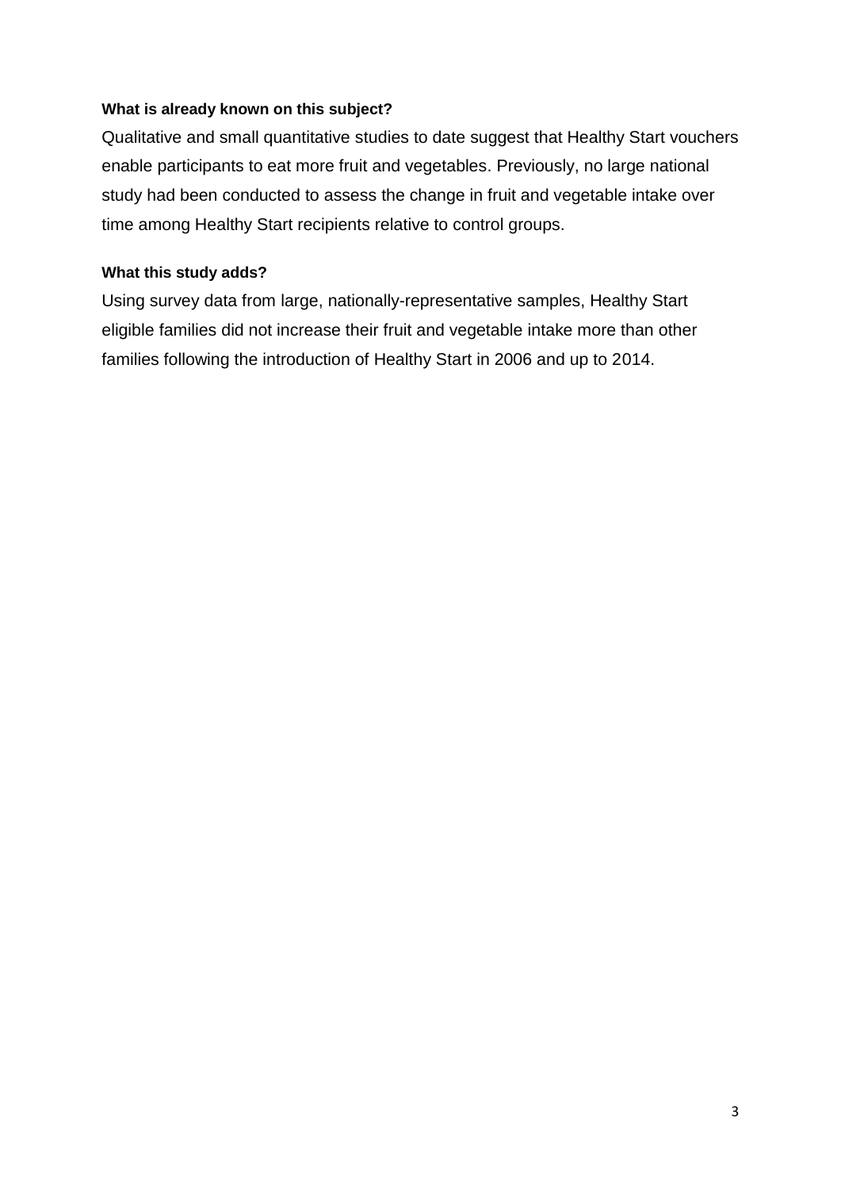**What is already known on this subject?**

Qualitative and small quantitative studies to date suggest that Healthy Start vouchers enable participants to eat more fruit and vegetables. Previously, no large national study had been conducted to assess the change in fruit and vegetable intake over time among Healthy Start recipients relative to control groups.

**What this study adds?**

Using survey data from large, nationally-representative samples, Healthy Start eligible families did not increase their fruit and vegetable intake more than other families following the introduction of Healthy Start in 2006 and up to 2014.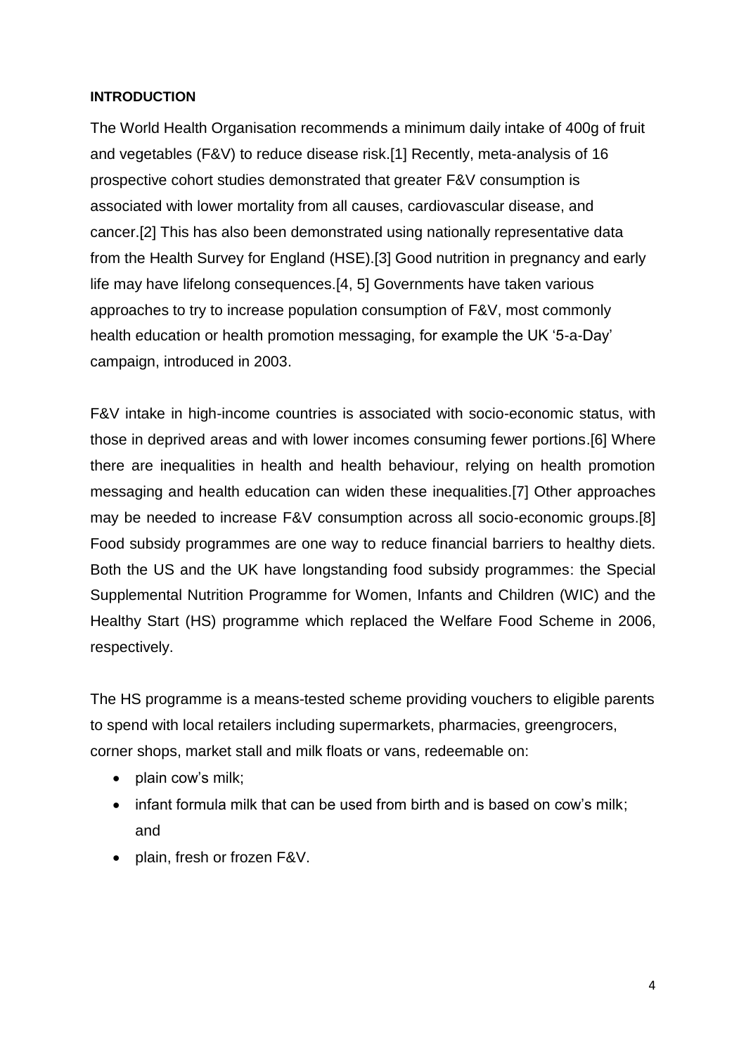## INTRODUCTION

The World Health Organisation recommends a minimum daily intake of 400g of fruit and vegetables (F&V) to reduce disease risk.[1] Recently, meta-analysis of 16 prospective cohort studies demonstrated that greater F&V consumption is associated with lower mortality from all causes, cardiovascular disease, and cancer.[2] This has also been demonstrated using nationally representative data from the Health Survey for England (HSE).[3] Good nutrition in pregnancy and early life may have lifelong consequences.[4, 5] Governments have taken various approaches to try to increase population consumption of F&V, most commonly health education or health promotion messaging, for example the UK '5-a-Day' campaign, introduced in 2003.

F&V intake in high-income countries is associated with socio-economic status, with those in deprived areas and with lower incomes consuming fewer portions.[6] Where there are inequalities in health and health behaviour, relying on health promotion messaging and health education can widen these inequalities.[7] Other approaches may be needed to increase F&V consumption across all socio-economic groups.[8] Food subsidy programmes are one way to reduce financial barriers to healthy diets. Both the US and the UK have longstanding food subsidy programmes: the Special Supplemental Nutrition Programme for Women, Infants and Children (WIC) and the Healthy Start (HS) programme which replaced the Welfare Food Scheme in 2006, respectively.

The HS programme is a means-tested scheme providing vouchers to eligible parents to spend with local retailers including supermarkets, pharmacies, greengrocers, corner shops, market stall and milk floats or vans, redeemable on:

- plain cow's milk;
- infant formula milk that can be used from birth and is based on cow's milk; and
- plain, fresh or frozen F&V.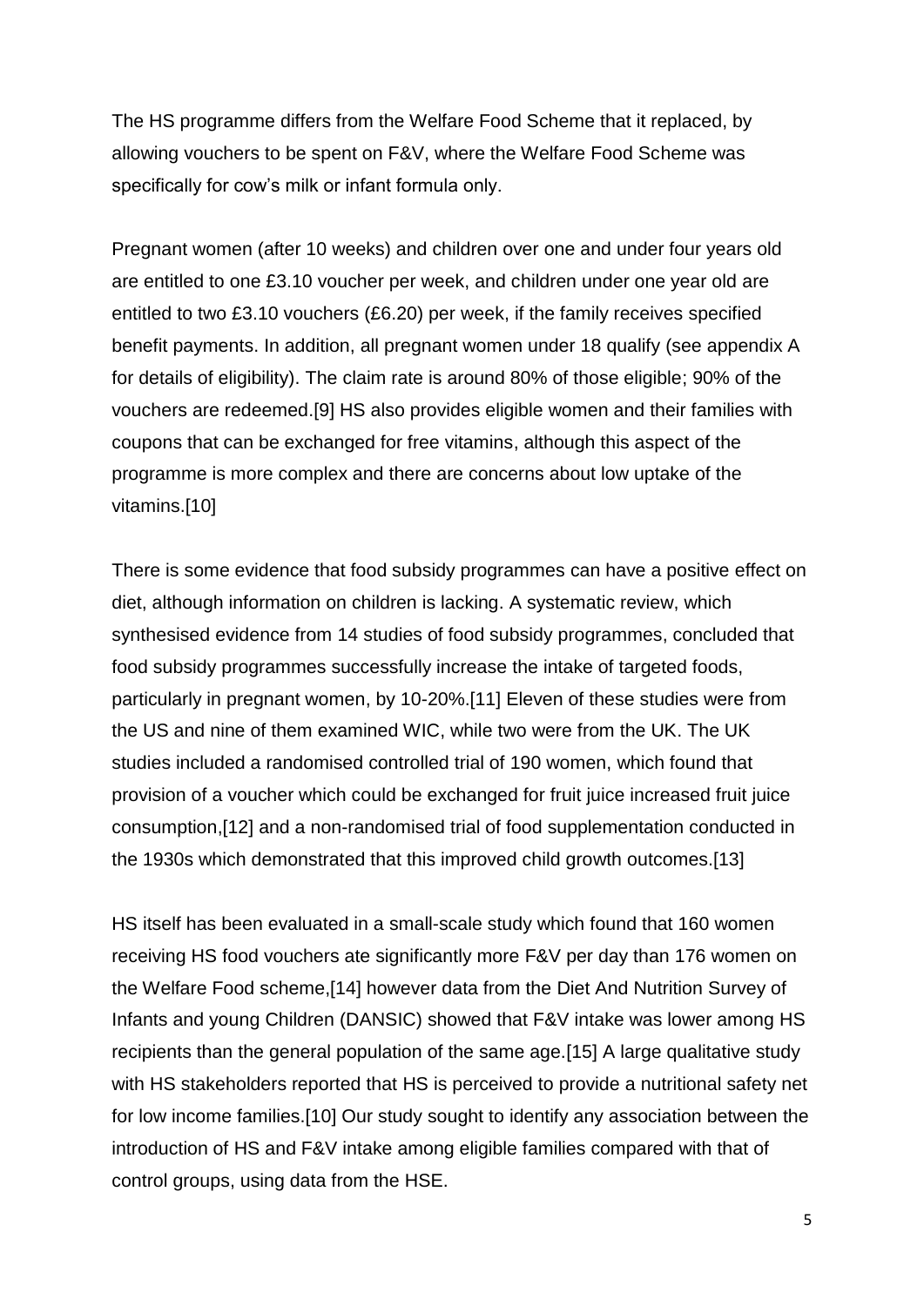The HS programme differs from the Welfare Food Scheme that it replaced, by allowing vouchers to be spent on F&V, where the Welfare Food Scheme was specifically for cow's milk or infant formula only.

Pregnant women (after 10 weeks) and children over one and under four years old are entitled to one £3.10 voucher per week, and children under one year old are entitled to two £3.10 vouchers (£6.20) per week, if the family receives specified benefit payments. In addition, all pregnant women under 18 qualify (see appendix A for details of eligibility). The claim rate is around 80% of those eligible; 90% of the vouchers are redeemed.[9] HS also provides eligible women and their families with coupons that can be exchanged for free vitamins, although this aspect of the programme is more complex and there are concerns about low uptake of the vitamins.[10]

There is some evidence that food subsidy programmes can have a positive effect on diet, although information on children is lacking. A systematic review, which synthesised evidence from 14 studies of food subsidy programmes, concluded that food subsidy programmes successfully increase the intake of targeted foods, particularly in pregnant women, by 10-20%.[11] Eleven of these studies were from the US and nine of them examined WIC, while two were from the UK. The UK studies included a randomised controlled trial of 190 women, which found that provision of a voucher which could be exchanged for fruit juice increased fruit juice consumption,[12] and a non-randomised trial of food supplementation conducted in the 1930s which demonstrated that this improved child growth outcomes.[13]

HS itself has been evaluated in a small-scale study which found that 160 women receiving HS food vouchers ate significantly more F&V per day than 176 women on the Welfare Food scheme,[14] however data from the Diet And Nutrition Survey of Infants and young Children (DANSIC) showed that F&V intake was lower among HS recipients than the general population of the same age.[15] A large qualitative study with HS stakeholders reported that HS is perceived to provide a nutritional safety net for low income families.[10] Our study sought to identify any association between the introduction of HS and F&V intake among eligible families compared with that of control groups, using data from the HSE.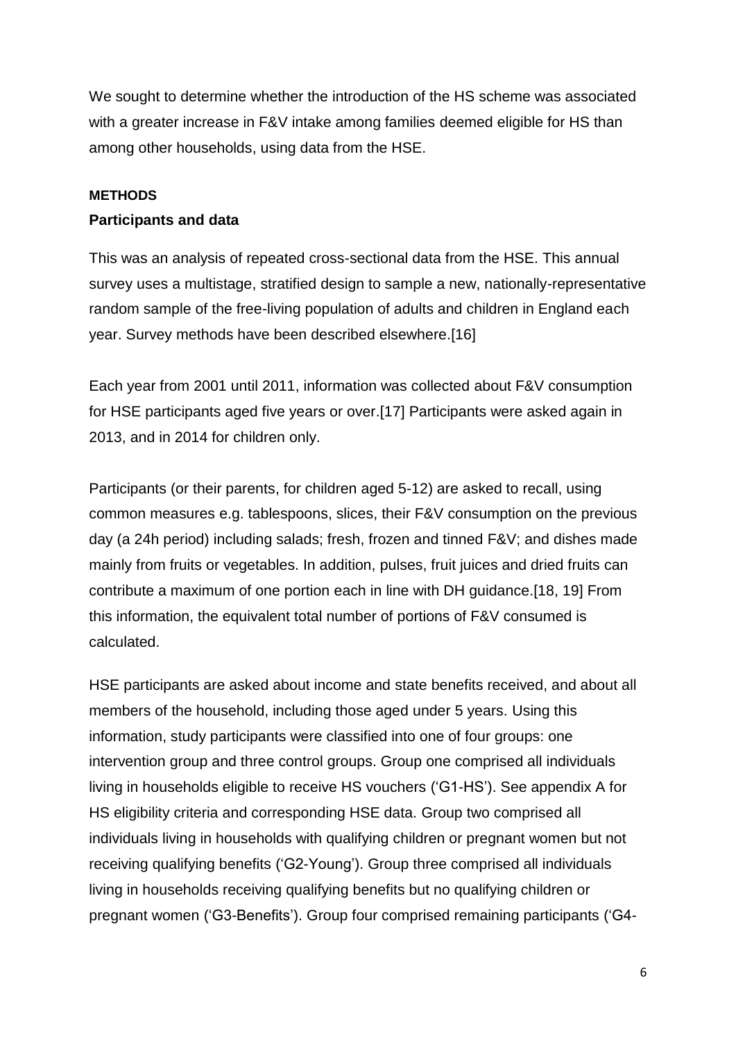We sought to determine whether the introduction of the HS scheme was associated with a greater increase in F&V intake among families deemed eligible for HS than among other households, using data from the HSE.

## METHODS

### Participants and data

This was an analysis of repeated cross-sectional data from the HSE. This annual survey uses a multistage, stratified design to sample a new, nationally-representative random sample of the free-living population of adults and children in England each year. Survey methods have been described elsewhere.[16]

Each year from 2001 until 2011, information was collected about F&V consumption for HSE participants aged five years or over.[17] Participants were asked again in 2013, and in 2014 for children only.

Participants (or their parents, for children aged 5-12) are asked to recall, using common measures e.g. tablespoons, slices, their F&V consumption on the previous day (a 24h period) including salads; fresh, frozen and tinned F&V; and dishes made mainly from fruits or vegetables. In addition, pulses, fruit juices and dried fruits can contribute a maximum of one portion each in line with DH guidance.[18, 19] From this information, the equivalent total number of portions of F&V consumed is calculated.

HSE participants are asked about income and state benefits received, and about all members of the household, including those aged under 5 years. Using this information, study participants were classified into one of four groups: one intervention group and three control groups. Group one comprised all individuals living in households eligible to receive HS vouchers ('G1-HS'). See appendix A for HS eligibility criteria and corresponding HSE data. Group two comprised all individuals living in households with qualifying children or pregnant women but not receiving qualifying benefits ('G2-Young'). Group three comprised all individuals living in households receiving qualifying benefits but no qualifying children or pregnant women ('G3-Benefits'). Group four comprised remaining participants ('G4-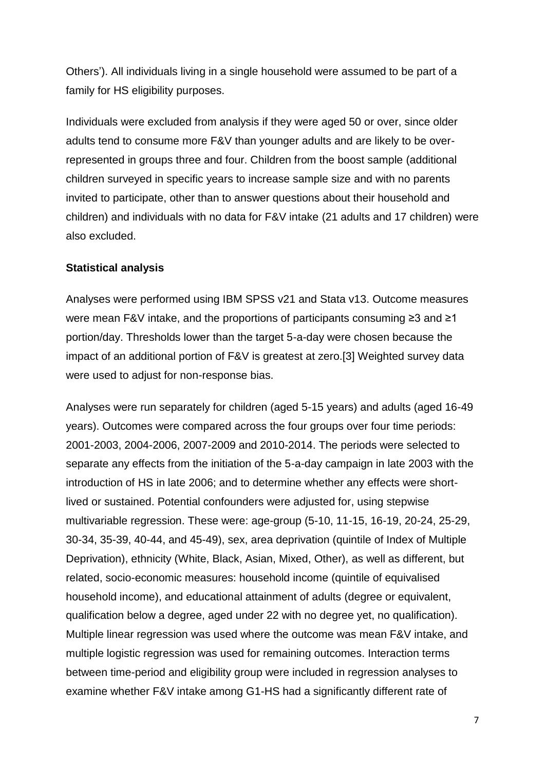Others'). All individuals living in a single household were assumed to be part of a family for HS eligibility purposes.

Individuals were excluded from analysis if they were aged 50 or over, since older adults tend to consume more F&V than younger adults and are likely to be over-represented in groups three and four. Children from the boost sample (additional children surveyed in specific years to increase sample size and with no parents invited to participate, other than to answer questions about their household and children) and individuals with no data for F&V intake (21 adults and 17 children) were also excluded.

**Statistical analysis**

Analyses were performed using IBM SPSS v21 and Stata v13. Outcome measures were mean F&V intake, and the proportions of participants consuming ≥3 and ≥1 portion/day. Thresholds lower than the target 5-a-day were chosen because the impact of an additional portion of F&V is greatest at zero.[3] Weighted survey data were used to adjust for non-response bias.

Analyses were run separately for children (aged 5-15 years) and adults (aged 16-49 years). Outcomes were compared across the four groups over four time periods: 2001-2003, 2004-2006, 2007-2009 and 2010-2014. The periods were selected to separate any effects from the initiation of the 5-a-day campaign in late 2003 with the introduction of HS in late 2006; and to determine whether any effects were short-lived or sustained. Potential confounders were adjusted for, using stepwise multivariable regression. These were: age-group (5-10, 11-15, 16-19, 20-24, 25-29, 30-34, 35-39, 40-44, and 45-49), sex, area deprivation (quintile of Index of Multiple Deprivation), ethnicity (White, Black, Asian, Mixed, Other), as well as different, but related, socio-economic measures: household income (quintile of equivalised household income), and educational attainment of adults (degree or equivalent, qualification below a degree, aged under 22 with no degree yet, no qualification). Multiple linear regression was used where the outcome was mean F&V intake, and multiple logistic regression was used for remaining outcomes. Interaction terms between time-period and eligibility group were included in regression analyses to examine whether F&V intake among G1-HS had a significantly different rate of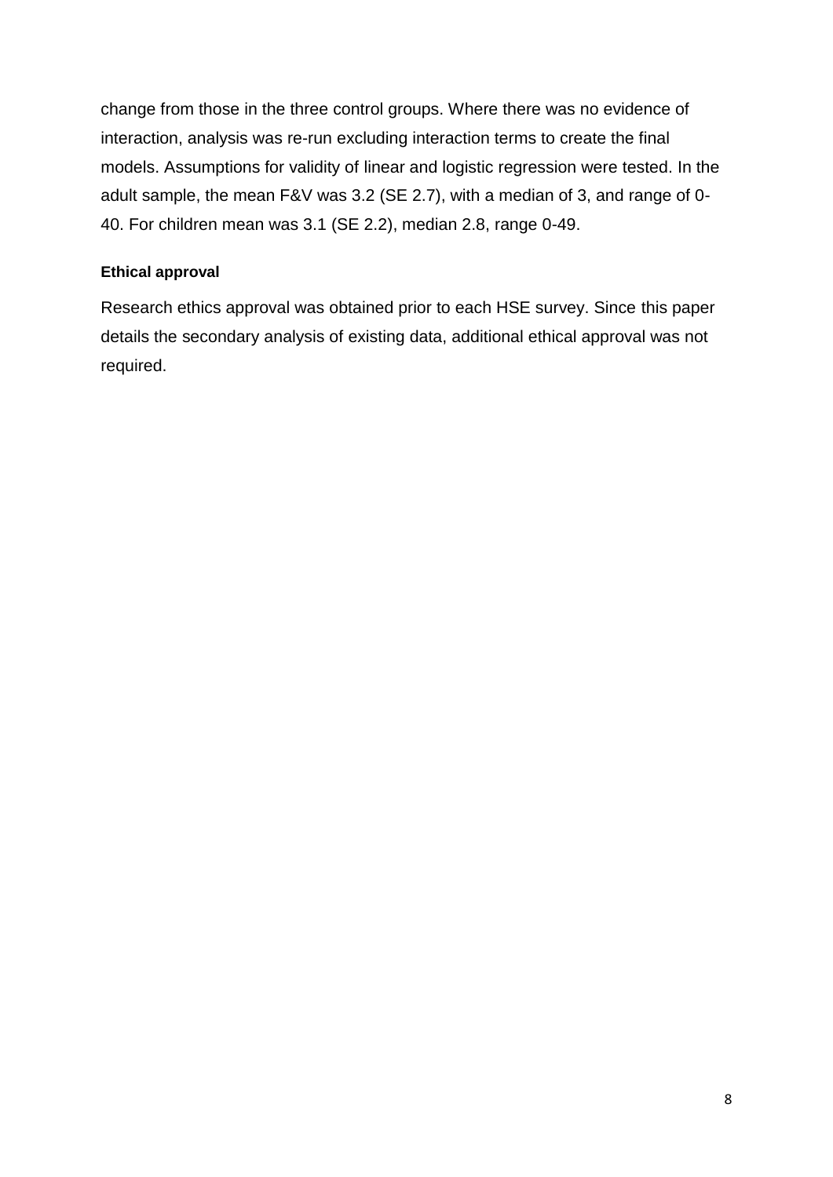change from those in the three control groups. Where there was no evidence of interaction, analysis was re-run excluding interaction terms to create the final models. Assumptions for validity of linear and logistic regression were tested. In the adult sample, the mean F&V was 3.2 (SE 2.7), with a median of 3, and range of 0-40. For children mean was 3.1 (SE 2.2), median 2.8, range 0-49.

### Ethical approval

Research ethics approval was obtained prior to each HSE survey. Since this paper details the secondary analysis of existing data, additional ethical approval was not required.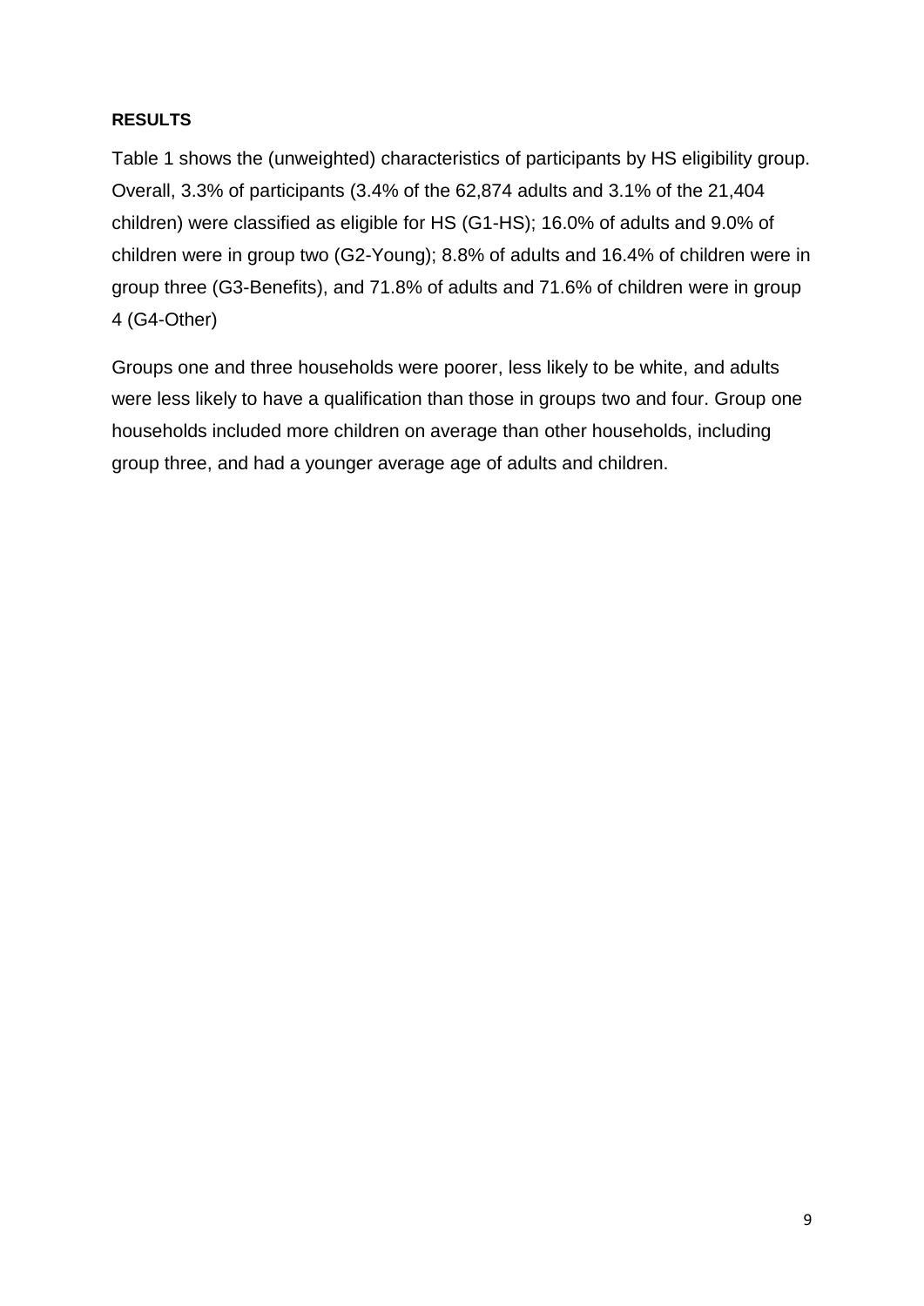**RESULTS**

Table 1 shows the (unweighted) characteristics of participants by HS eligibility group. Overall, 3.3% of participants (3.4% of the 62,874 adults and 3.1% of the 21,404 children) were classified as eligible for HS (G1-HS); 16.0% of adults and 9.0% of children were in group two (G2-Young); 8.8% of adults and 16.4% of children were in group three (G3-Benefits), and 71.8% of adults and 71.6% of children were in group 4 (G4-Other)

Groups one and three households were poorer, less likely to be white, and adults were less likely to have a qualification than those in groups two and four. Group one households included more children on average than other households, including group three, and had a younger average age of adults and children.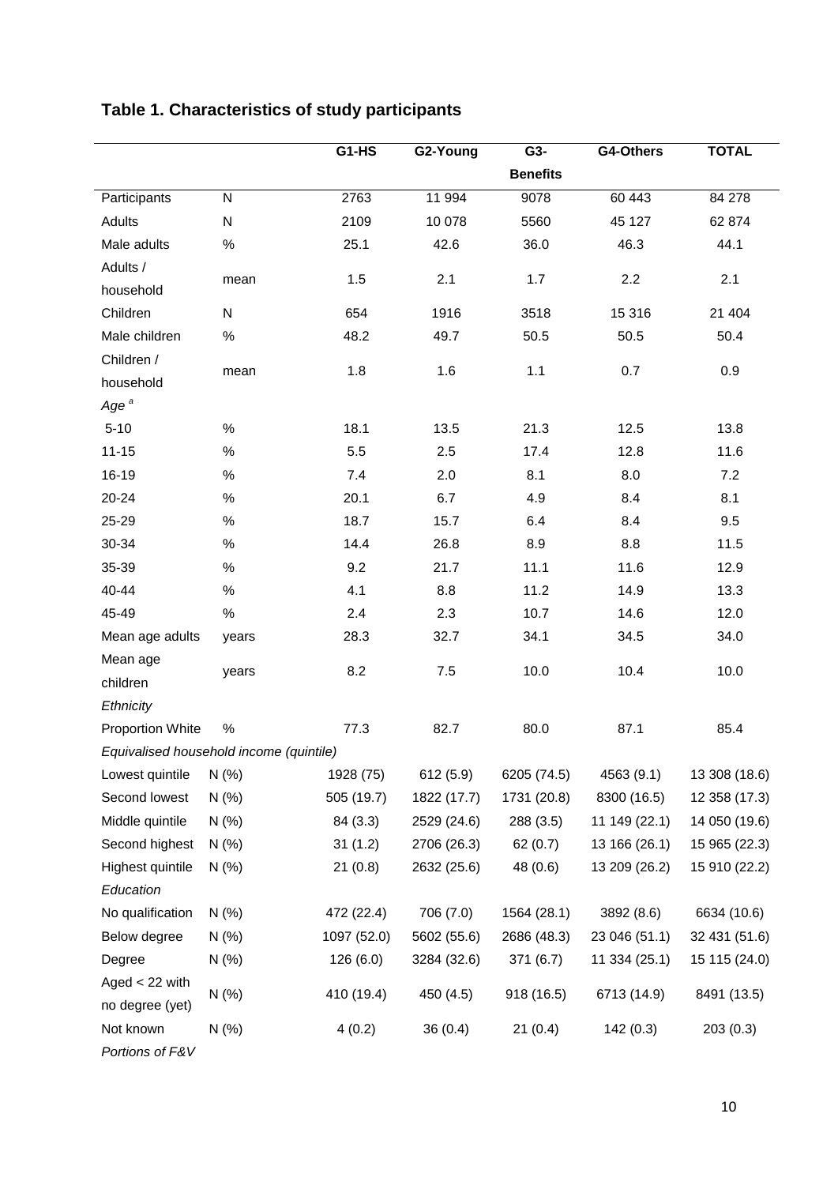**Table 1. Characteristics of study participants**

| | | G1-HS | G2-Young | G3-Benefits | G4-Others | TOTAL |
|---|---|---|---|---|---|---|
| Participants | N | 2763 | 11 994 | 9078 | 60 443 | 84 278 |
| Adults | N | 2109 | 10 078 | 5560 | 45 127 | 62 874 |
| Male adults | % | 25.1 | 42.6 | 36.0 | 46.3 | 44.1 |
| Adults / household | mean | 1.5 | 2.1 | 1.7 | 2.2 | 2.1 |
| Children | N | 654 | 1916 | 3518 | 15 316 | 21 404 |
| Male children | % | 48.2 | 49.7 | 50.5 | 50.5 | 50.4 |
| Children / household | mean | 1.8 | 1.6 | 1.1 | 0.7 | 0.9 |
| *Age* [a] | | | | | | |
| 5-10 | % | 18.1 | 13.5 | 21.3 | 12.5 | 13.8 |
| 11-15 | % | 5.5 | 2.5 | 17.4 | 12.8 | 11.6 |
| 16-19 | % | 7.4 | 2.0 | 8.1 | 8.0 | 7.2 |
| 20-24 | % | 20.1 | 6.7 | 4.9 | 8.4 | 8.1 |
| 25-29 | % | 18.7 | 15.7 | 6.4 | 8.4 | 9.5 |
| 30-34 | % | 14.4 | 26.8 | 8.9 | 8.8 | 11.5 |
| 35-39 | % | 9.2 | 21.7 | 11.1 | 11.6 | 12.9 |
| 40-44 | % | 4.1 | 8.8 | 11.2 | 14.9 | 13.3 |
| 45-49 | % | 2.4 | 2.3 | 10.7 | 14.6 | 12.0 |
| Mean age adults | years | 28.3 | 32.7 | 34.1 | 34.5 | 34.0 |
| Mean age children | years | 8.2 | 7.5 | 10.0 | 10.4 | 10.0 |
| *Ethnicity* | | | | | | |
| Proportion White | % | 77.3 | 82.7 | 80.0 | 87.1 | 85.4 |
| *Equivalised household income (quintile)* | | | | | | |
| Lowest quintile | N (%) | 1928 (75) | 612 (5.9) | 6205 (74.5) | 4563 (9.1) | 13 308 (18.6) |
| Second lowest | N (%) | 505 (19.7) | 1822 (17.7) | 1731 (20.8) | 8300 (16.5) | 12 358 (17.3) |
| Middle quintile | N (%) | 84 (3.3) | 2529 (24.6) | 288 (3.5) | 11 149 (22.1) | 14 050 (19.6) |
| Second highest | N (%) | 31 (1.2) | 2706 (26.3) | 62 (0.7) | 13 166 (26.1) | 15 965 (22.3) |
| Highest quintile | N (%) | 21 (0.8) | 2632 (25.6) | 48 (0.6) | 13 209 (26.2) | 15 910 (22.2) |
| *Education* | | | | | | |
| No qualification | N (%) | 472 (22.4) | 706 (7.0) | 1564 (28.1) | 3892 (8.6) | 6634 (10.6) |
| Below degree | N (%) | 1097 (52.0) | 5602 (55.6) | 2686 (48.3) | 23 046 (51.1) | 32 431 (51.6) |
| Degree | N (%) | 126 (6.0) | 3284 (32.6) | 371 (6.7) | 11 334 (25.1) | 15 115 (24.0) |
| Aged < 22 with no degree (yet) | N (%) | 410 (19.4) | 450 (4.5) | 918 (16.5) | 6713 (14.9) | 8491 (13.5) |
| Not known | N (%) | 4 (0.2) | 36 (0.4) | 21 (0.4) | 142 (0.3) | 203 (0.3) |
| *Portions of F&V* | | | | | | |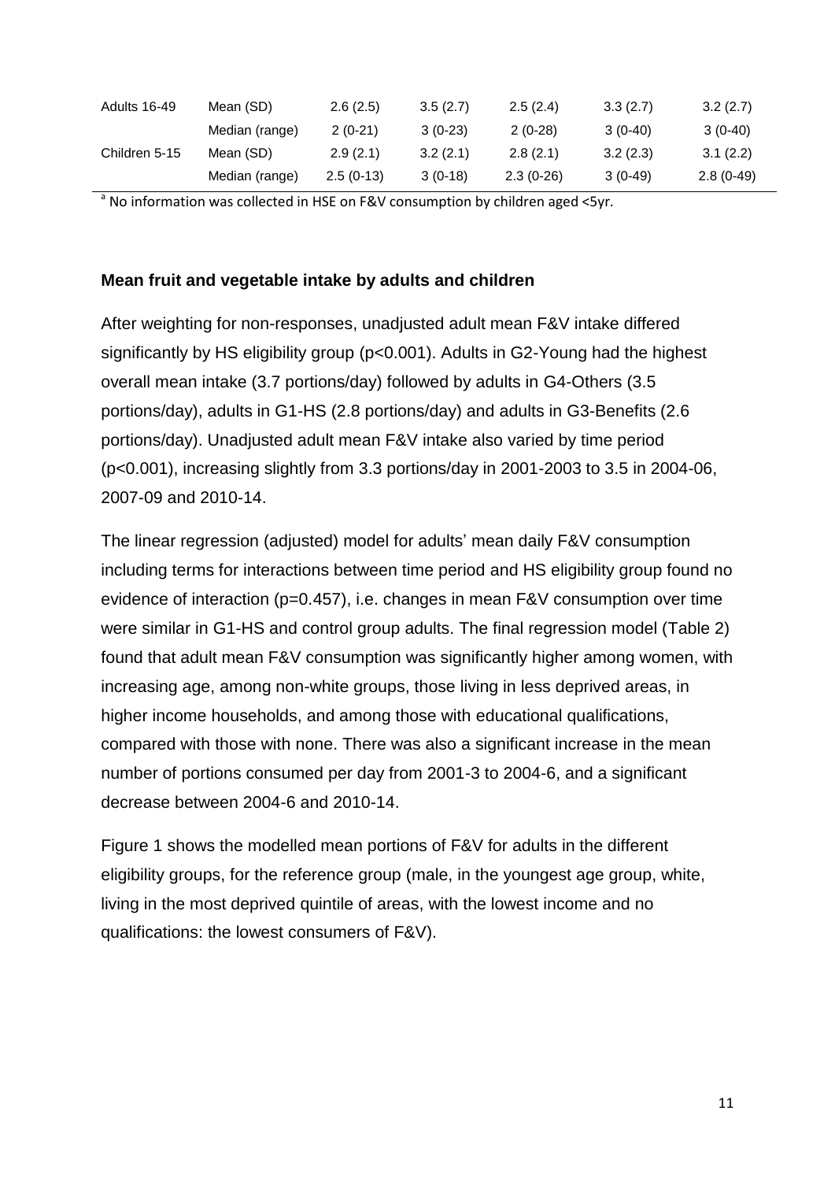| | | | | | | |
|---|---|---|---|---|---|---|
| Adults 16-49 | Mean (SD) | 2.6 (2.5) | 3.5 (2.7) | 2.5 (2.4) | 3.3 (2.7) | 3.2 (2.7) |
| | Median (range) | 2 (0-21) | 3 (0-23) | 2 (0-28) | 3 (0-40) | 3 (0-40) |
| Children 5-15 | Mean (SD) | 2.9 (2.1) | 3.2 (2.1) | 2.8 (2.1) | 3.2 (2.3) | 3.1 (2.2) |
| | Median (range) | 2.5 (0-13) | 3 (0-18) | 2.3 (0-26) | 3 (0-49) | 2.8 (0-49) |

[a] No information was collected in HSE on F&V consumption by children aged <5yr.

**Mean fruit and vegetable intake by adults and children**

After weighting for non-responses, unadjusted adult mean F&V intake differed significantly by HS eligibility group (p<0.001). Adults in G2-Young had the highest overall mean intake (3.7 portions/day) followed by adults in G4-Others (3.5 portions/day), adults in G1-HS (2.8 portions/day) and adults in G3-Benefits (2.6 portions/day). Unadjusted adult mean F&V intake also varied by time period (p<0.001), increasing slightly from 3.3 portions/day in 2001-2003 to 3.5 in 2004-06, 2007-09 and 2010-14.

The linear regression (adjusted) model for adults' mean daily F&V consumption including terms for interactions between time period and HS eligibility group found no evidence of interaction (p=0.457), i.e. changes in mean F&V consumption over time were similar in G1-HS and control group adults. The final regression model (Table 2) found that adult mean F&V consumption was significantly higher among women, with increasing age, among non-white groups, those living in less deprived areas, in higher income households, and among those with educational qualifications, compared with those with none. There was also a significant increase in the mean number of portions consumed per day from 2001-3 to 2004-6, and a significant decrease between 2004-6 and 2010-14.

Figure 1 shows the modelled mean portions of F&V for adults in the different eligibility groups, for the reference group (male, in the youngest age group, white, living in the most deprived quintile of areas, with the lowest income and no qualifications: the lowest consumers of F&V).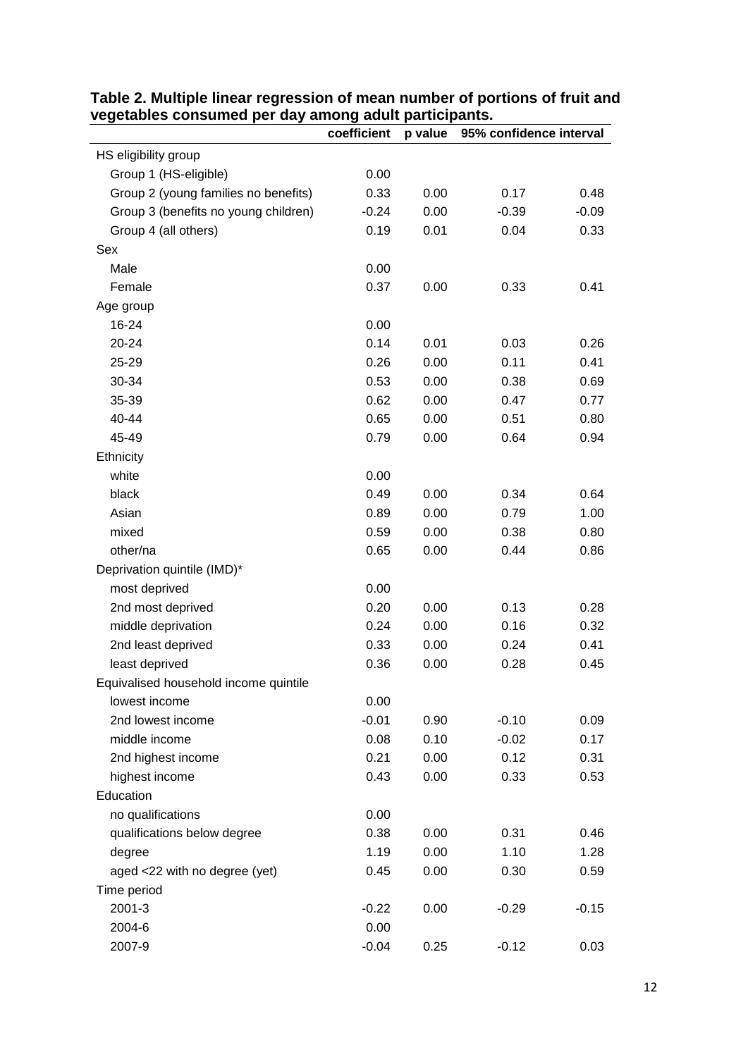**Table 2. Multiple linear regression of mean number of portions of fruit and vegetables consumed per day among adult participants.**

| | coefficient | p value | 95% confidence interval | |
|---|---|---|---|---|
| HS eligibility group | | | | |
| Group 1 (HS-eligible) | 0.00 | | | |
| Group 2 (young families no benefits) | 0.33 | 0.00 | 0.17 | 0.48 |
| Group 3 (benefits no young children) | -0.24 | 0.00 | -0.39 | -0.09 |
| Group 4 (all others) | 0.19 | 0.01 | 0.04 | 0.33 |
| Sex | | | | |
| Male | 0.00 | | | |
| Female | 0.37 | 0.00 | 0.33 | 0.41 |
| Age group | | | | |
| 16-24 | 0.00 | | | |
| 20-24 | 0.14 | 0.01 | 0.03 | 0.26 |
| 25-29 | 0.26 | 0.00 | 0.11 | 0.41 |
| 30-34 | 0.53 | 0.00 | 0.38 | 0.69 |
| 35-39 | 0.62 | 0.00 | 0.47 | 0.77 |
| 40-44 | 0.65 | 0.00 | 0.51 | 0.80 |
| 45-49 | 0.79 | 0.00 | 0.64 | 0.94 |
| Ethnicity | | | | |
| white | 0.00 | | | |
| black | 0.49 | 0.00 | 0.34 | 0.64 |
| Asian | 0.89 | 0.00 | 0.79 | 1.00 |
| mixed | 0.59 | 0.00 | 0.38 | 0.80 |
| other/na | 0.65 | 0.00 | 0.44 | 0.86 |
| Deprivation quintile (IMD)* | | | | |
| most deprived | 0.00 | | | |
| 2nd most deprived | 0.20 | 0.00 | 0.13 | 0.28 |
| middle deprivation | 0.24 | 0.00 | 0.16 | 0.32 |
| 2nd least deprived | 0.33 | 0.00 | 0.24 | 0.41 |
| least deprived | 0.36 | 0.00 | 0.28 | 0.45 |
| Equivalised household income quintile | | | | |
| lowest income | 0.00 | | | |
| 2nd lowest income | -0.01 | 0.90 | -0.10 | 0.09 |
| middle income | 0.08 | 0.10 | -0.02 | 0.17 |
| 2nd highest income | 0.21 | 0.00 | 0.12 | 0.31 |
| highest income | 0.43 | 0.00 | 0.33 | 0.53 |
| Education | | | | |
| no qualifications | 0.00 | | | |
| qualifications below degree | 0.38 | 0.00 | 0.31 | 0.46 |
| degree | 1.19 | 0.00 | 1.10 | 1.28 |
| aged <22 with no degree (yet) | 0.45 | 0.00 | 0.30 | 0.59 |
| Time period | | | | |
| 2001-3 | -0.22 | 0.00 | -0.29 | -0.15 |
| 2004-6 | 0.00 | | | |
| 2007-9 | -0.04 | 0.25 | -0.12 | 0.03 |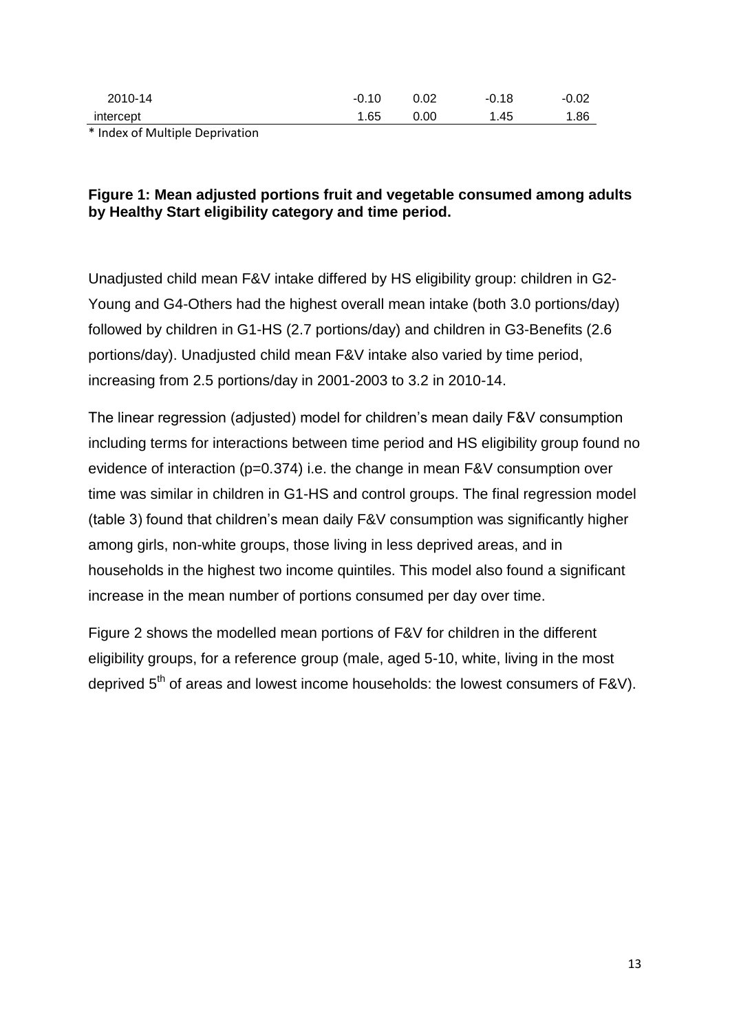| | | | | |
|---|---|---|---|---|
| 2010-14 | -0.10 | 0.02 | -0.18 | -0.02 |
| intercept | 1.65 | 0.00 | 1.45 | 1.86 |

* Index of Multiple Deprivation

**Figure 1: Mean adjusted portions fruit and vegetable consumed among adults by Healthy Start eligibility category and time period.**

Unadjusted child mean F&V intake differed by HS eligibility group: children in G2-Young and G4-Others had the highest overall mean intake (both 3.0 portions/day) followed by children in G1-HS (2.7 portions/day) and children in G3-Benefits (2.6 portions/day). Unadjusted child mean F&V intake also varied by time period, increasing from 2.5 portions/day in 2001-2003 to 3.2 in 2010-14.

The linear regression (adjusted) model for children's mean daily F&V consumption including terms for interactions between time period and HS eligibility group found no evidence of interaction (p=0.374) i.e. the change in mean F&V consumption over time was similar in children in G1-HS and control groups. The final regression model (table 3) found that children's mean daily F&V consumption was significantly higher among girls, non-white groups, those living in less deprived areas, and in households in the highest two income quintiles. This model also found a significant increase in the mean number of portions consumed per day over time.

Figure 2 shows the modelled mean portions of F&V for children in the different eligibility groups, for a reference group (male, aged 5-10, white, living in the most deprived 5$^{th}$ of areas and lowest income households: the lowest consumers of F&V).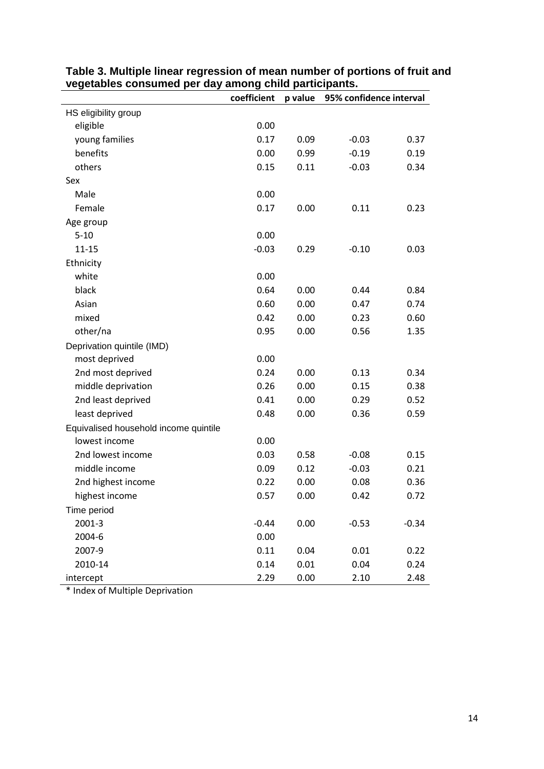**Table 3. Multiple linear regression of mean number of portions of fruit and vegetables consumed per day among child participants.**

| | coefficient | p value | 95% confidence interval | |
|---|---|---|---|---|
| HS eligibility group | | | | |
| eligible | 0.00 | | | |
| young families | 0.17 | 0.09 | -0.03 | 0.37 |
| benefits | 0.00 | 0.99 | -0.19 | 0.19 |
| others | 0.15 | 0.11 | -0.03 | 0.34 |
| Sex | | | | |
| Male | 0.00 | | | |
| Female | 0.17 | 0.00 | 0.11 | 0.23 |
| Age group | | | | |
| 5-10 | 0.00 | | | |
| 11-15 | -0.03 | 0.29 | -0.10 | 0.03 |
| Ethnicity | | | | |
| white | 0.00 | | | |
| black | 0.64 | 0.00 | 0.44 | 0.84 |
| Asian | 0.60 | 0.00 | 0.47 | 0.74 |
| mixed | 0.42 | 0.00 | 0.23 | 0.60 |
| other/na | 0.95 | 0.00 | 0.56 | 1.35 |
| Deprivation quintile (IMD) | | | | |
| most deprived | 0.00 | | | |
| 2nd most deprived | 0.24 | 0.00 | 0.13 | 0.34 |
| middle deprivation | 0.26 | 0.00 | 0.15 | 0.38 |
| 2nd least deprived | 0.41 | 0.00 | 0.29 | 0.52 |
| least deprived | 0.48 | 0.00 | 0.36 | 0.59 |
| Equivalised household income quintile | | | | |
| lowest income | 0.00 | | | |
| 2nd lowest income | 0.03 | 0.58 | -0.08 | 0.15 |
| middle income | 0.09 | 0.12 | -0.03 | 0.21 |
| 2nd highest income | 0.22 | 0.00 | 0.08 | 0.36 |
| highest income | 0.57 | 0.00 | 0.42 | 0.72 |
| Time period | | | | |
| 2001-3 | -0.44 | 0.00 | -0.53 | -0.34 |
| 2004-6 | 0.00 | | | |
| 2007-9 | 0.11 | 0.04 | 0.01 | 0.22 |
| 2010-14 | 0.14 | 0.01 | 0.04 | 0.24 |
| intercept | 2.29 | 0.00 | 2.10 | 2.48 |

* Index of Multiple Deprivation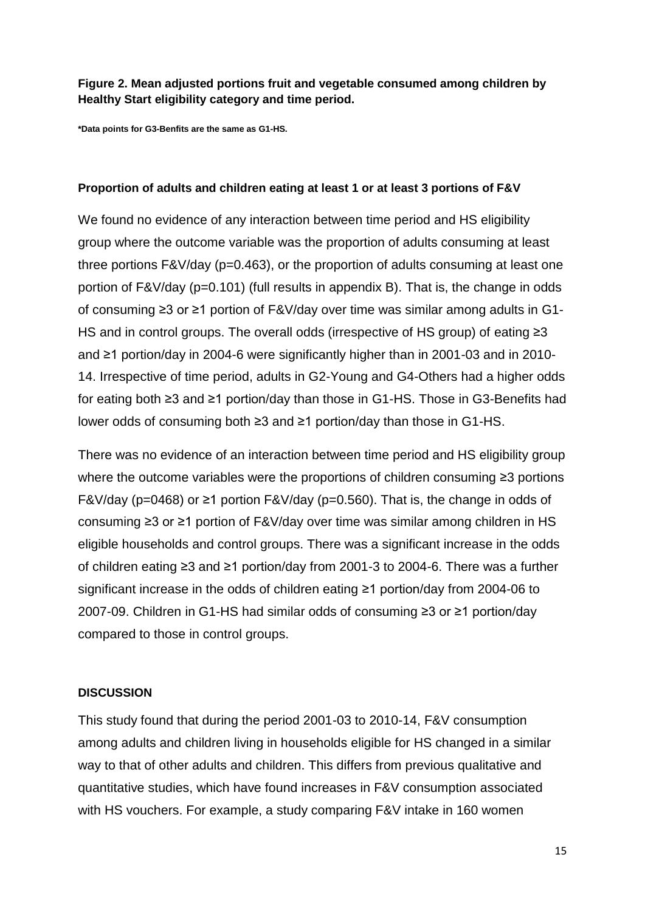**Figure 2. Mean adjusted portions fruit and vegetable consumed among children by Healthy Start eligibility category and time period.**

**\*Data points for G3-Benfits are the same as G1-HS.**

**Proportion of adults and children eating at least 1 or at least 3 portions of F&V**

We found no evidence of any interaction between time period and HS eligibility group where the outcome variable was the proportion of adults consuming at least three portions F&V/day (p=0.463), or the proportion of adults consuming at least one portion of F&V/day (p=0.101) (full results in appendix B). That is, the change in odds of consuming ≥3 or ≥1 portion of F&V/day over time was similar among adults in G1-HS and in control groups. The overall odds (irrespective of HS group) of eating ≥3 and ≥1 portion/day in 2004-6 were significantly higher than in 2001-03 and in 2010-14. Irrespective of time period, adults in G2-Young and G4-Others had a higher odds for eating both ≥3 and ≥1 portion/day than those in G1-HS. Those in G3-Benefits had lower odds of consuming both ≥3 and ≥1 portion/day than those in G1-HS.

There was no evidence of an interaction between time period and HS eligibility group where the outcome variables were the proportions of children consuming ≥3 portions F&V/day (p=0468) or ≥1 portion F&V/day (p=0.560). That is, the change in odds of consuming ≥3 or ≥1 portion of F&V/day over time was similar among children in HS eligible households and control groups. There was a significant increase in the odds of children eating ≥3 and ≥1 portion/day from 2001-3 to 2004-6. There was a further significant increase in the odds of children eating ≥1 portion/day from 2004-06 to 2007-09. Children in G1-HS had similar odds of consuming ≥3 or ≥1 portion/day compared to those in control groups.

**DISCUSSION**

This study found that during the period 2001-03 to 2010-14, F&V consumption among adults and children living in households eligible for HS changed in a similar way to that of other adults and children. This differs from previous qualitative and quantitative studies, which have found increases in F&V consumption associated with HS vouchers. For example, a study comparing F&V intake in 160 women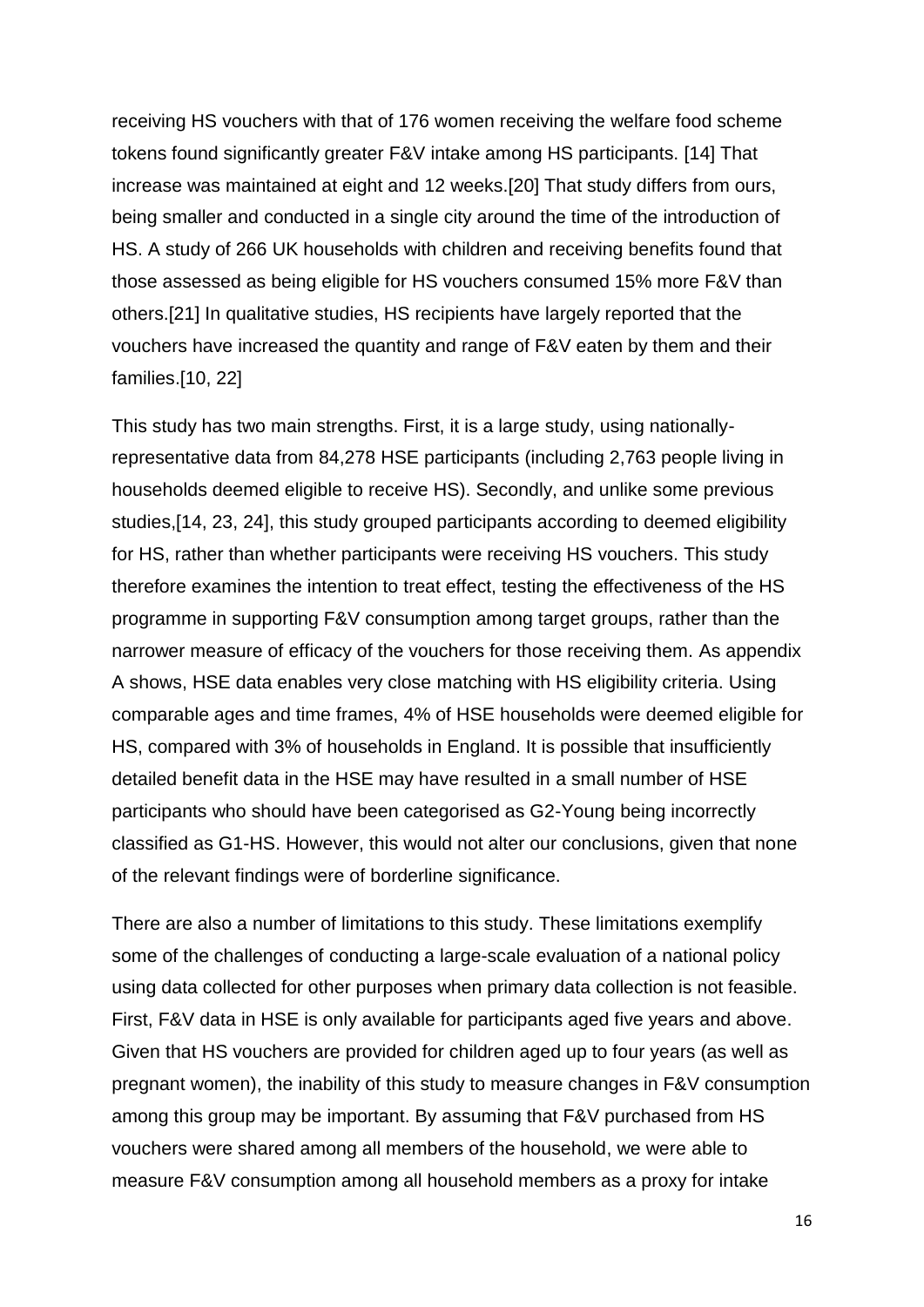receiving HS vouchers with that of 176 women receiving the welfare food scheme tokens found significantly greater F&V intake among HS participants. [14] That increase was maintained at eight and 12 weeks.[20] That study differs from ours, being smaller and conducted in a single city around the time of the introduction of HS. A study of 266 UK households with children and receiving benefits found that those assessed as being eligible for HS vouchers consumed 15% more F&V than others.[21] In qualitative studies, HS recipients have largely reported that the vouchers have increased the quantity and range of F&V eaten by them and their families.[10, 22]

This study has two main strengths. First, it is a large study, using nationally-representative data from 84,278 HSE participants (including 2,763 people living in households deemed eligible to receive HS). Secondly, and unlike some previous studies,[14, 23, 24], this study grouped participants according to deemed eligibility for HS, rather than whether participants were receiving HS vouchers. This study therefore examines the intention to treat effect, testing the effectiveness of the HS programme in supporting F&V consumption among target groups, rather than the narrower measure of efficacy of the vouchers for those receiving them. As appendix A shows, HSE data enables very close matching with HS eligibility criteria. Using comparable ages and time frames, 4% of HSE households were deemed eligible for HS, compared with 3% of households in England. It is possible that insufficiently detailed benefit data in the HSE may have resulted in a small number of HSE participants who should have been categorised as G2-Young being incorrectly classified as G1-HS. However, this would not alter our conclusions, given that none of the relevant findings were of borderline significance.

There are also a number of limitations to this study. These limitations exemplify some of the challenges of conducting a large-scale evaluation of a national policy using data collected for other purposes when primary data collection is not feasible. First, F&V data in HSE is only available for participants aged five years and above. Given that HS vouchers are provided for children aged up to four years (as well as pregnant women), the inability of this study to measure changes in F&V consumption among this group may be important. By assuming that F&V purchased from HS vouchers were shared among all members of the household, we were able to measure F&V consumption among all household members as a proxy for intake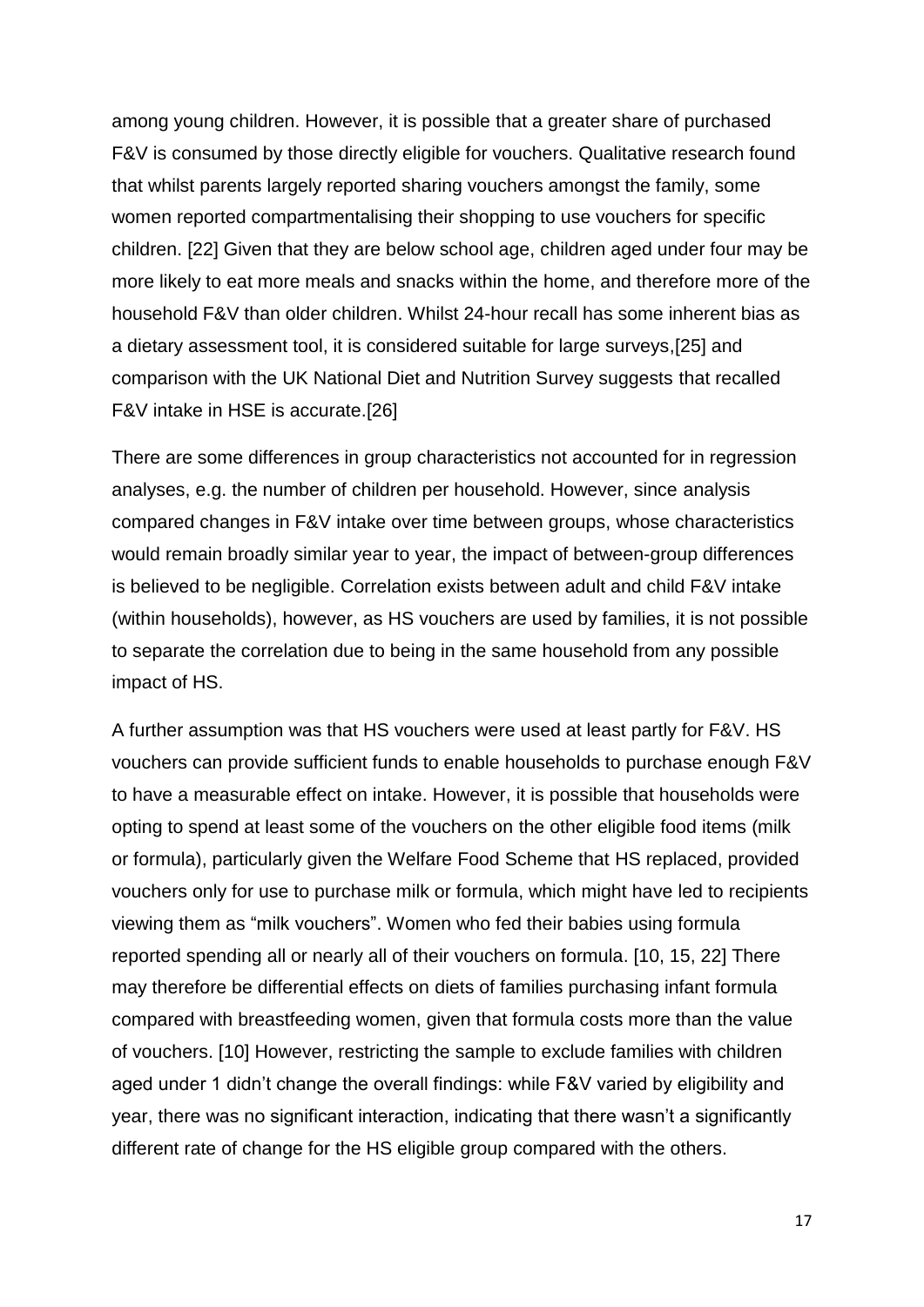among young children. However, it is possible that a greater share of purchased F&V is consumed by those directly eligible for vouchers. Qualitative research found that whilst parents largely reported sharing vouchers amongst the family, some women reported compartmentalising their shopping to use vouchers for specific children. [22] Given that they are below school age, children aged under four may be more likely to eat more meals and snacks within the home, and therefore more of the household F&V than older children. Whilst 24-hour recall has some inherent bias as a dietary assessment tool, it is considered suitable for large surveys,[25] and comparison with the UK National Diet and Nutrition Survey suggests that recalled F&V intake in HSE is accurate.[26]

There are some differences in group characteristics not accounted for in regression analyses, e.g. the number of children per household. However, since analysis compared changes in F&V intake over time between groups, whose characteristics would remain broadly similar year to year, the impact of between-group differences is believed to be negligible. Correlation exists between adult and child F&V intake (within households), however, as HS vouchers are used by families, it is not possible to separate the correlation due to being in the same household from any possible impact of HS.

A further assumption was that HS vouchers were used at least partly for F&V. HS vouchers can provide sufficient funds to enable households to purchase enough F&V to have a measurable effect on intake. However, it is possible that households were opting to spend at least some of the vouchers on the other eligible food items (milk or formula), particularly given the Welfare Food Scheme that HS replaced, provided vouchers only for use to purchase milk or formula, which might have led to recipients viewing them as "milk vouchers". Women who fed their babies using formula reported spending all or nearly all of their vouchers on formula. [10, 15, 22] There may therefore be differential effects on diets of families purchasing infant formula compared with breastfeeding women, given that formula costs more than the value of vouchers. [10] However, restricting the sample to exclude families with children aged under 1 didn't change the overall findings: while F&V varied by eligibility and year, there was no significant interaction, indicating that there wasn't a significantly different rate of change for the HS eligible group compared with the others.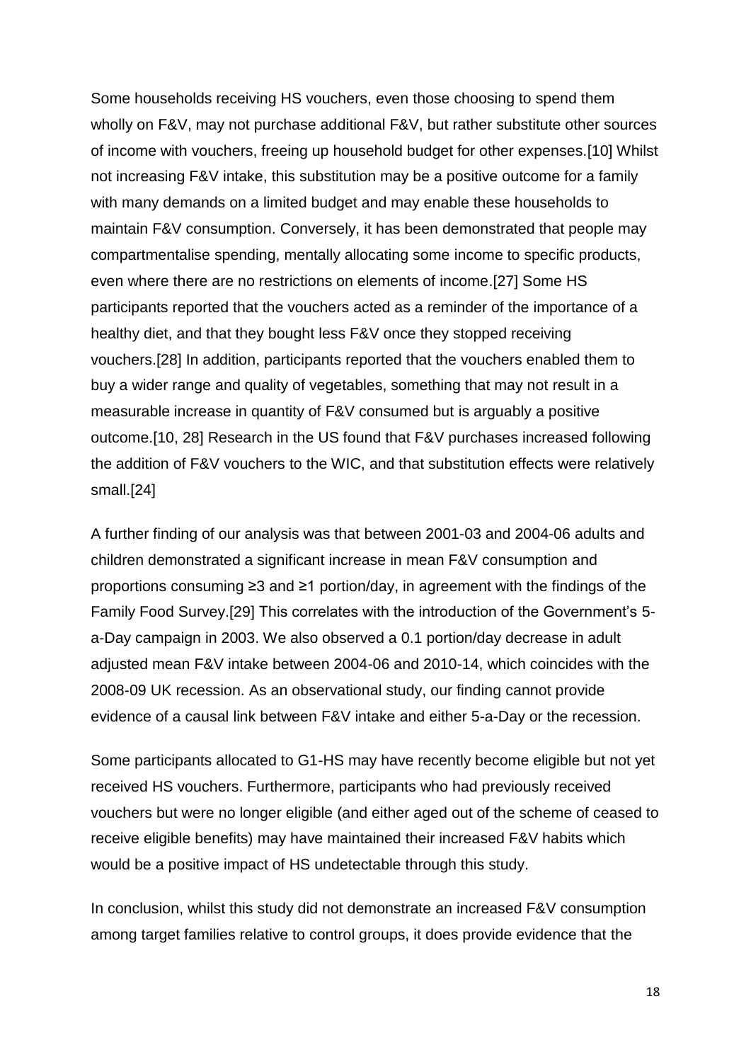Some households receiving HS vouchers, even those choosing to spend them wholly on F&V, may not purchase additional F&V, but rather substitute other sources of income with vouchers, freeing up household budget for other expenses.[10] Whilst not increasing F&V intake, this substitution may be a positive outcome for a family with many demands on a limited budget and may enable these households to maintain F&V consumption. Conversely, it has been demonstrated that people may compartmentalise spending, mentally allocating some income to specific products, even where there are no restrictions on elements of income.[27] Some HS participants reported that the vouchers acted as a reminder of the importance of a healthy diet, and that they bought less F&V once they stopped receiving vouchers.[28] In addition, participants reported that the vouchers enabled them to buy a wider range and quality of vegetables, something that may not result in a measurable increase in quantity of F&V consumed but is arguably a positive outcome.[10, 28] Research in the US found that F&V purchases increased following the addition of F&V vouchers to the WIC, and that substitution effects were relatively small.[24]

A further finding of our analysis was that between 2001-03 and 2004-06 adults and children demonstrated a significant increase in mean F&V consumption and proportions consuming ≥3 and ≥1 portion/day, in agreement with the findings of the Family Food Survey.[29] This correlates with the introduction of the Government's 5-a-Day campaign in 2003. We also observed a 0.1 portion/day decrease in adult adjusted mean F&V intake between 2004-06 and 2010-14, which coincides with the 2008-09 UK recession. As an observational study, our finding cannot provide evidence of a causal link between F&V intake and either 5-a-Day or the recession.

Some participants allocated to G1-HS may have recently become eligible but not yet received HS vouchers. Furthermore, participants who had previously received vouchers but were no longer eligible (and either aged out of the scheme of ceased to receive eligible benefits) may have maintained their increased F&V habits which would be a positive impact of HS undetectable through this study.

In conclusion, whilst this study did not demonstrate an increased F&V consumption among target families relative to control groups, it does provide evidence that the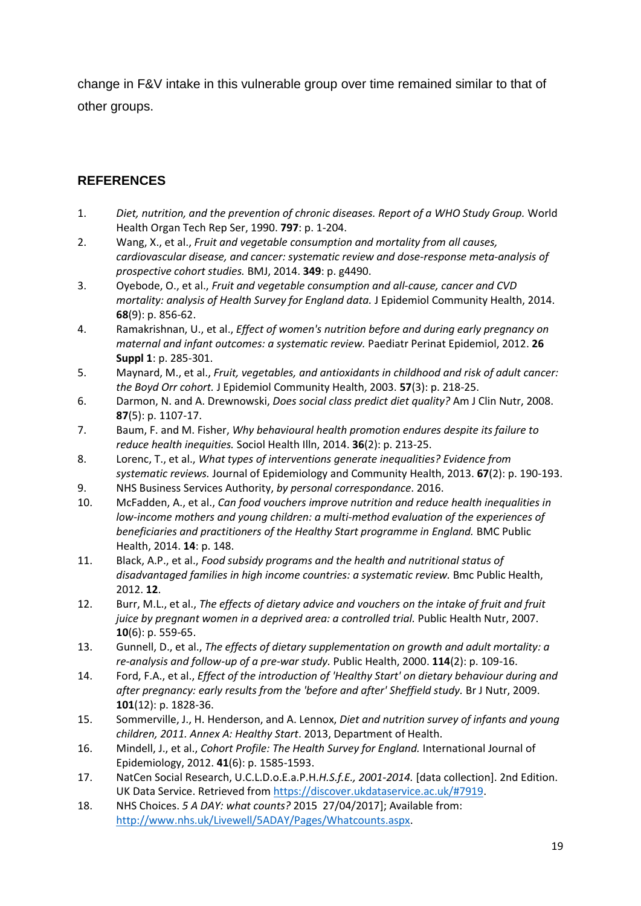change in F&V intake in this vulnerable group over time remained similar to that of other groups.

## REFERENCES

1. *Diet, nutrition, and the prevention of chronic diseases. Report of a WHO Study Group.* World Health Organ Tech Rep Ser, 1990. **797**: p. 1-204.
2. Wang, X., et al., *Fruit and vegetable consumption and mortality from all causes, cardiovascular disease, and cancer: systematic review and dose-response meta-analysis of prospective cohort studies.* BMJ, 2014. **349**: p. g4490.
3. Oyebode, O., et al., *Fruit and vegetable consumption and all-cause, cancer and CVD mortality: analysis of Health Survey for England data.* J Epidemiol Community Health, 2014. **68**(9): p. 856-62.
4. Ramakrishnan, U., et al., *Effect of women's nutrition before and during early pregnancy on maternal and infant outcomes: a systematic review.* Paediatr Perinat Epidemiol, 2012. **26 Suppl 1**: p. 285-301.
5. Maynard, M., et al., *Fruit, vegetables, and antioxidants in childhood and risk of adult cancer: the Boyd Orr cohort.* J Epidemiol Community Health, 2003. **57**(3): p. 218-25.
6. Darmon, N. and A. Drewnowski, *Does social class predict diet quality?* Am J Clin Nutr, 2008. **87**(5): p. 1107-17.
7. Baum, F. and M. Fisher, *Why behavioural health promotion endures despite its failure to reduce health inequities.* Sociol Health Illn, 2014. **36**(2): p. 213-25.
8. Lorenc, T., et al., *What types of interventions generate inequalities? Evidence from systematic reviews.* Journal of Epidemiology and Community Health, 2013. **67**(2): p. 190-193.
9. NHS Business Services Authority, *by personal correspondance*. 2016.
10. McFadden, A., et al., *Can food vouchers improve nutrition and reduce health inequalities in low-income mothers and young children: a multi-method evaluation of the experiences of beneficiaries and practitioners of the Healthy Start programme in England.* BMC Public Health, 2014. **14**: p. 148.
11. Black, A.P., et al., *Food subsidy programs and the health and nutritional status of disadvantaged families in high income countries: a systematic review.* Bmc Public Health, 2012. **12**.
12. Burr, M.L., et al., *The effects of dietary advice and vouchers on the intake of fruit and fruit juice by pregnant women in a deprived area: a controlled trial.* Public Health Nutr, 2007. **10**(6): p. 559-65.
13. Gunnell, D., et al., *The effects of dietary supplementation on growth and adult mortality: a re-analysis and follow-up of a pre-war study.* Public Health, 2000. **114**(2): p. 109-16.
14. Ford, F.A., et al., *Effect of the introduction of 'Healthy Start' on dietary behaviour during and after pregnancy: early results from the 'before and after' Sheffield study.* Br J Nutr, 2009. **101**(12): p. 1828-36.
15. Sommerville, J., H. Henderson, and A. Lennox, *Diet and nutrition survey of infants and young children, 2011. Annex A: Healthy Start*. 2013, Department of Health.
16. Mindell, J., et al., *Cohort Profile: The Health Survey for England.* International Journal of Epidemiology, 2012. **41**(6): p. 1585-1593.
17. NatCen Social Research, U.C.L.D.o.E.a.P.H.*H.S.f.E., 2001-2014.* [data collection]. 2nd Edition. UK Data Service. Retrieved from https://discover.ukdataservice.ac.uk/#7919.
18. NHS Choices. *5 A DAY: what counts?* 2015 27/04/2017]; Available from: http://www.nhs.uk/Livewell/5ADAY/Pages/Whatcounts.aspx.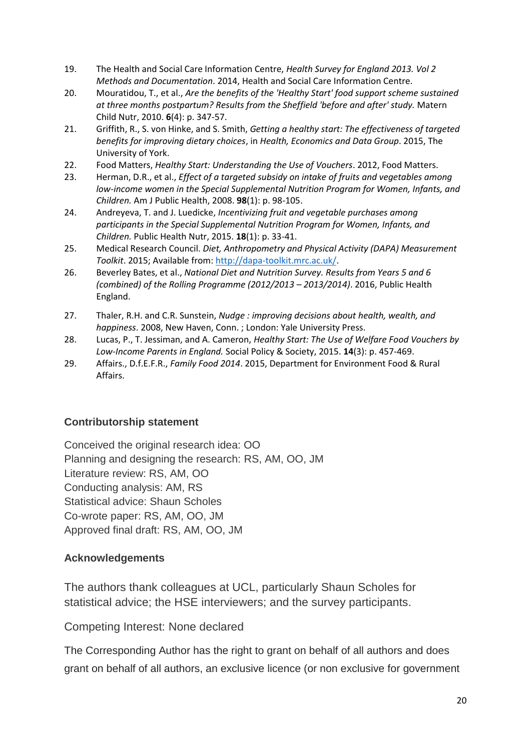19. The Health and Social Care Information Centre, *Health Survey for England 2013. Vol 2 Methods and Documentation*. 2014, Health and Social Care Information Centre.
20. Mouratidou, T., et al., *Are the benefits of the 'Healthy Start' food support scheme sustained at three months postpartum? Results from the Sheffield 'before and after' study.* Matern Child Nutr, 2010. **6**(4): p. 347-57.
21. Griffith, R., S. von Hinke, and S. Smith, *Getting a healthy start: The effectiveness of targeted benefits for improving dietary choices*, in *Health, Economics and Data Group*. 2015, The University of York.
22. Food Matters, *Healthy Start: Understanding the Use of Vouchers*. 2012, Food Matters.
23. Herman, D.R., et al., *Effect of a targeted subsidy on intake of fruits and vegetables among low-income women in the Special Supplemental Nutrition Program for Women, Infants, and Children.* Am J Public Health, 2008. **98**(1): p. 98-105.
24. Andreyeva, T. and J. Luedicke, *Incentivizing fruit and vegetable purchases among participants in the Special Supplemental Nutrition Program for Women, Infants, and Children.* Public Health Nutr, 2015. **18**(1): p. 33-41.
25. Medical Research Council. *Diet, Anthropometry and Physical Activity (DAPA) Measurement Toolkit*. 2015; Available from: http://dapa-toolkit.mrc.ac.uk/.
26. Beverley Bates, et al., *National Diet and Nutrition Survey. Results from Years 5 and 6 (combined) of the Rolling Programme (2012/2013 – 2013/2014)*. 2016, Public Health England.
27. Thaler, R.H. and C.R. Sunstein, *Nudge : improving decisions about health, wealth, and happiness*. 2008, New Haven, Conn. ; London: Yale University Press.
28. Lucas, P., T. Jessiman, and A. Cameron, *Healthy Start: The Use of Welfare Food Vouchers by Low-Income Parents in England.* Social Policy & Society, 2015. **14**(3): p. 457-469.
29. Affairs., D.f.E.F.R., *Family Food 2014*. 2015, Department for Environment Food & Rural Affairs.

### Contributorship statement

Conceived the original research idea: OO
Planning and designing the research: RS, AM, OO, JM
Literature review: RS, AM, OO
Conducting analysis: AM, RS
Statistical advice: Shaun Scholes
Co-wrote paper: RS, AM, OO, JM
Approved final draft: RS, AM, OO, JM

### Acknowledgements

The authors thank colleagues at UCL, particularly Shaun Scholes for statistical advice; the HSE interviewers; and the survey participants.

Competing Interest: None declared

The Corresponding Author has the right to grant on behalf of all authors and does grant on behalf of all authors, an exclusive licence (or non exclusive for government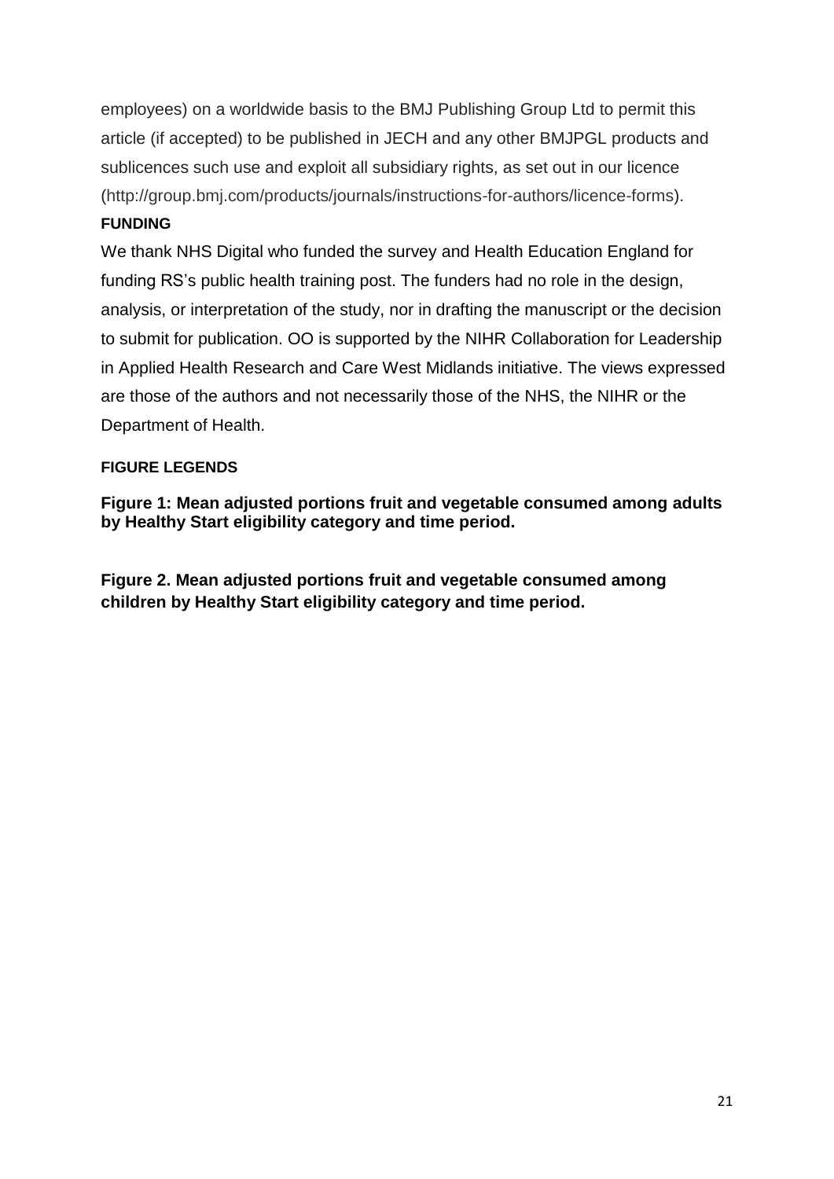employees) on a worldwide basis to the BMJ Publishing Group Ltd to permit this article (if accepted) to be published in JECH and any other BMJPGL products and sublicences such use and exploit all subsidiary rights, as set out in our licence (http://group.bmj.com/products/journals/instructions-for-authors/licence-forms).

**FUNDING**

We thank NHS Digital who funded the survey and Health Education England for funding RS's public health training post. The funders had no role in the design, analysis, or interpretation of the study, nor in drafting the manuscript or the decision to submit for publication. OO is supported by the NIHR Collaboration for Leadership in Applied Health Research and Care West Midlands initiative. The views expressed are those of the authors and not necessarily those of the NHS, the NIHR or the Department of Health.

**FIGURE LEGENDS**

**Figure 1: Mean adjusted portions fruit and vegetable consumed among adults by Healthy Start eligibility category and time period.**

**Figure 2. Mean adjusted portions fruit and vegetable consumed among children by Healthy Start eligibility category and time period.**